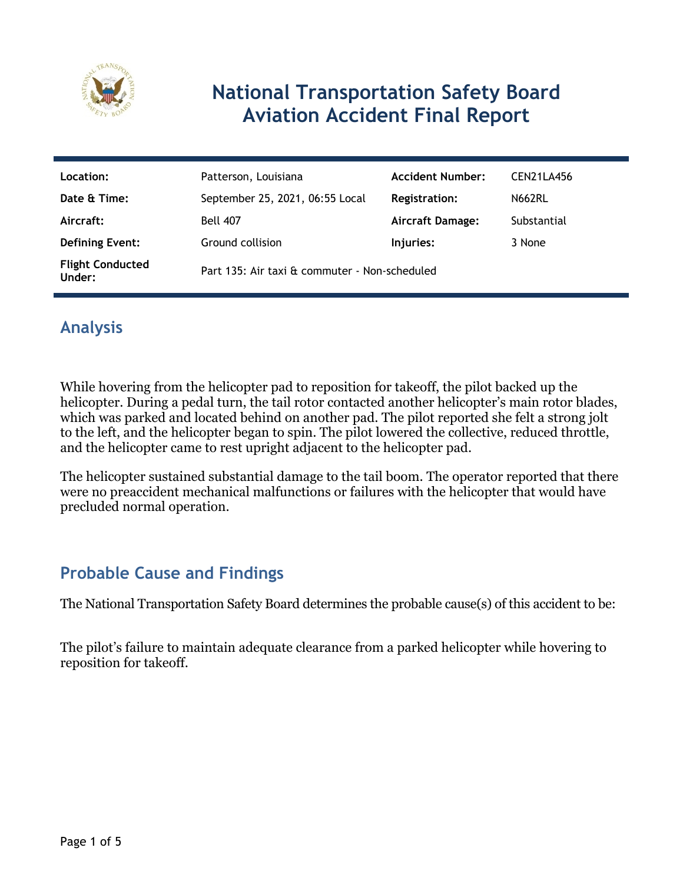# National Transportation Safety Board Aviation Accident Final Report

| | | | |
|---|---|---|---|
| **Location:** | Patterson, Louisiana | **Accident Number:** | CEN21LA456 |
| **Date & Time:** | September 25, 2021, 06:55 Local | **Registration:** | N662RL |
| **Aircraft:** | Bell 407 | **Aircraft Damage:** | Substantial |
| **Defining Event:** | Ground collision | **Injuries:** | 3 None |
| **Flight Conducted Under:** | Part 135: Air taxi & commuter - Non-scheduled | | |

## Analysis

While hovering from the helicopter pad to reposition for takeoff, the pilot backed up the helicopter. During a pedal turn, the tail rotor contacted another helicopter's main rotor blades, which was parked and located behind on another pad. The pilot reported she felt a strong jolt to the left, and the helicopter began to spin. The pilot lowered the collective, reduced throttle, and the helicopter came to rest upright adjacent to the helicopter pad.

The helicopter sustained substantial damage to the tail boom. The operator reported that there were no preaccident mechanical malfunctions or failures with the helicopter that would have precluded normal operation.

## Probable Cause and Findings

The National Transportation Safety Board determines the probable cause(s) of this accident to be:

The pilot's failure to maintain adequate clearance from a parked helicopter while hovering to reposition for takeoff.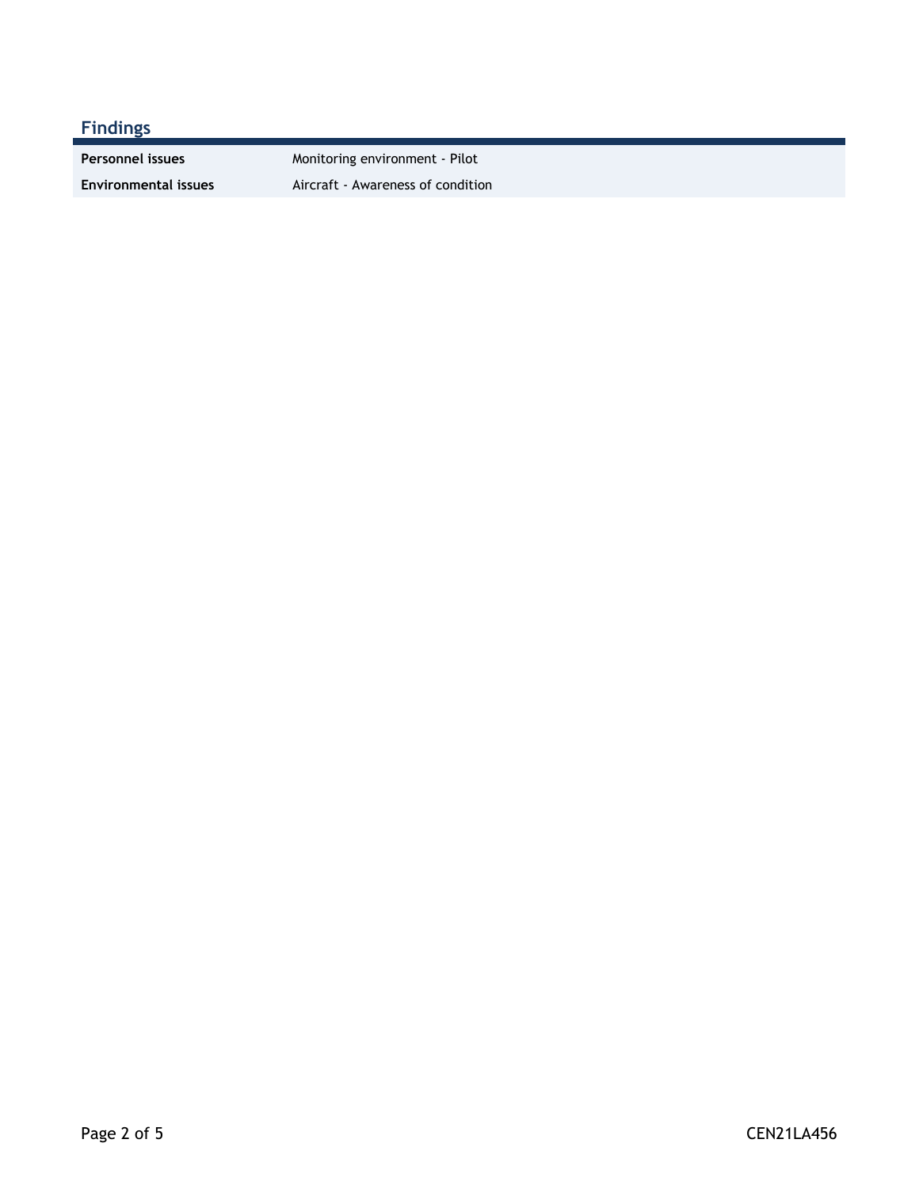## Findings

| | |
|---|---|
| **Personnel issues** | Monitoring environment - Pilot |
| **Environmental issues** | Aircraft - Awareness of condition |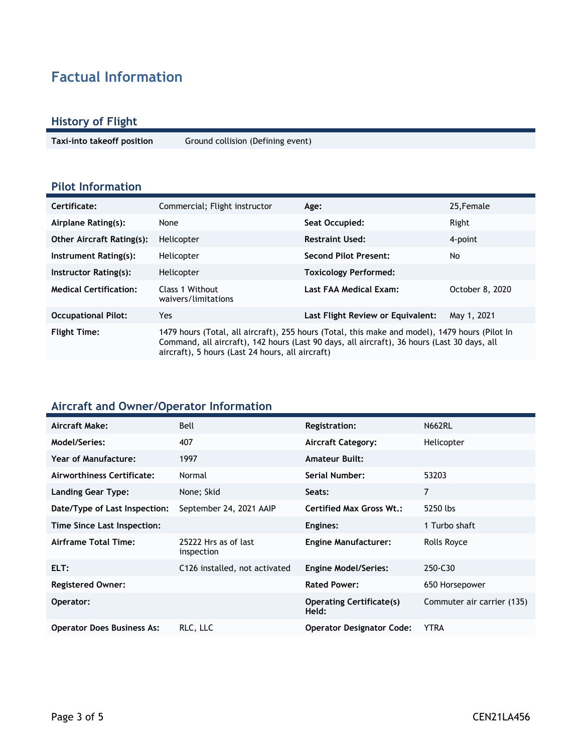# Factual Information

## History of Flight

| | |
|---|---|
| **Taxi-into takeoff position** | Ground collision (Defining event) |

## Pilot Information

| | | | |
|---|---|---|---|
| **Certificate:** | Commercial; Flight instructor | **Age:** | 25,Female |
| **Airplane Rating(s):** | None | **Seat Occupied:** | Right |
| **Other Aircraft Rating(s):** | Helicopter | **Restraint Used:** | 4-point |
| **Instrument Rating(s):** | Helicopter | **Second Pilot Present:** | No |
| **Instructor Rating(s):** | Helicopter | **Toxicology Performed:** | |
| **Medical Certification:** | Class 1 Without waivers/limitations | **Last FAA Medical Exam:** | October 8, 2020 |
| **Occupational Pilot:** | Yes | **Last Flight Review or Equivalent:** | May 1, 2021 |
| **Flight Time:** | 1479 hours (Total, all aircraft), 255 hours (Total, this make and model), 1479 hours (Pilot In Command, all aircraft), 142 hours (Last 90 days, all aircraft), 36 hours (Last 30 days, all aircraft), 5 hours (Last 24 hours, all aircraft) | | |

## Aircraft and Owner/Operator Information

| | | | |
|---|---|---|---|
| **Aircraft Make:** | Bell | **Registration:** | N662RL |
| **Model/Series:** | 407 | **Aircraft Category:** | Helicopter |
| **Year of Manufacture:** | 1997 | **Amateur Built:** | |
| **Airworthiness Certificate:** | Normal | **Serial Number:** | 53203 |
| **Landing Gear Type:** | None; Skid | **Seats:** | 7 |
| **Date/Type of Last Inspection:** | September 24, 2021 AAIP | **Certified Max Gross Wt.:** | 5250 lbs |
| **Time Since Last Inspection:** | | **Engines:** | 1 Turbo shaft |
| **Airframe Total Time:** | 25222 Hrs as of last inspection | **Engine Manufacturer:** | Rolls Royce |
| **ELT:** | C126 installed, not activated | **Engine Model/Series:** | 250-C30 |
| **Registered Owner:** | | **Rated Power:** | 650 Horsepower |
| **Operator:** | | **Operating Certificate(s) Held:** | Commuter air carrier (135) |
| **Operator Does Business As:** | RLC, LLC | **Operator Designator Code:** | YTRA |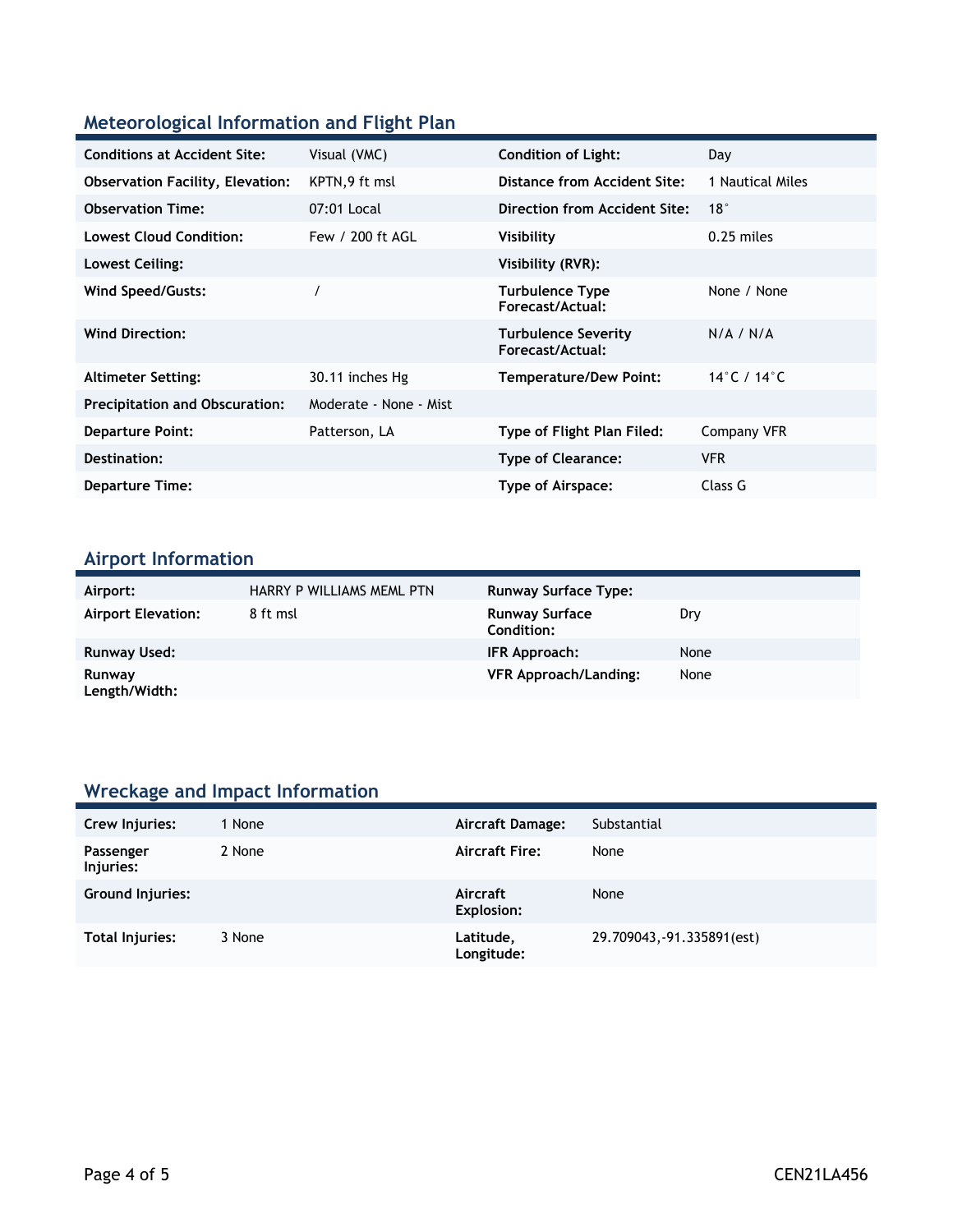## Meteorological Information and Flight Plan

| | | | |
|---|---|---|---|
| **Conditions at Accident Site:** | Visual (VMC) | **Condition of Light:** | Day |
| **Observation Facility, Elevation:** | KPTN,9 ft msl | **Distance from Accident Site:** | 1 Nautical Miles |
| **Observation Time:** | 07:01 Local | **Direction from Accident Site:** | 18° |
| **Lowest Cloud Condition:** | Few / 200 ft AGL | **Visibility** | 0.25 miles |
| **Lowest Ceiling:** | | **Visibility (RVR):** | |
| **Wind Speed/Gusts:** | / | **Turbulence Type Forecast/Actual:** | None / None |
| **Wind Direction:** | | **Turbulence Severity Forecast/Actual:** | N/A / N/A |
| **Altimeter Setting:** | 30.11 inches Hg | **Temperature/Dew Point:** | 14°C / 14°C |
| **Precipitation and Obscuration:** | Moderate - None - Mist | | |
| **Departure Point:** | Patterson, LA | **Type of Flight Plan Filed:** | Company VFR |
| **Destination:** | | **Type of Clearance:** | VFR |
| **Departure Time:** | | **Type of Airspace:** | Class G |

## Airport Information

| | | | |
|---|---|---|---|
| **Airport:** | HARRY P WILLIAMS MEML PTN | **Runway Surface Type:** | |
| **Airport Elevation:** | 8 ft msl | **Runway Surface Condition:** | Dry |
| **Runway Used:** | | **IFR Approach:** | None |
| **Runway Length/Width:** | | **VFR Approach/Landing:** | None |

## Wreckage and Impact Information

| | | | |
|---|---|---|---|
| **Crew Injuries:** | 1 None | **Aircraft Damage:** | Substantial |
| **Passenger Injuries:** | 2 None | **Aircraft Fire:** | None |
| **Ground Injuries:** | | **Aircraft Explosion:** | None |
| **Total Injuries:** | 3 None | **Latitude, Longitude:** | 29.709043,-91.335891(est) |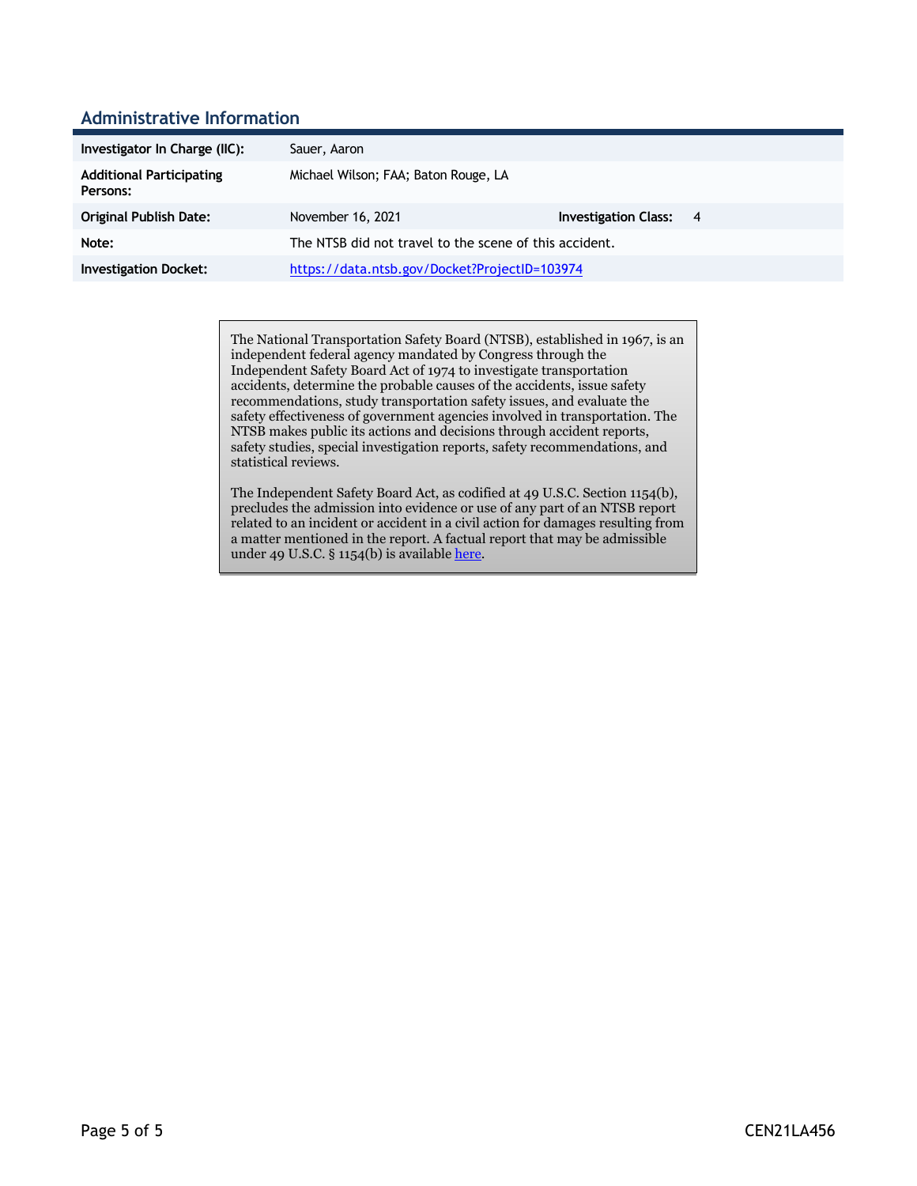## Administrative Information

| | | | |
|---|---|---|---|
| **Investigator In Charge (IIC):** | Sauer, Aaron | | |
| **Additional Participating Persons:** | Michael Wilson; FAA; Baton Rouge, LA | | |
| **Original Publish Date:** | November 16, 2021 | **Investigation Class:** | 4 |
| **Note:** | The NTSB did not travel to the scene of this accident. | | |
| **Investigation Docket:** | https://data.ntsb.gov/Docket?ProjectID=103974 | | |

The National Transportation Safety Board (NTSB), established in 1967, is an independent federal agency mandated by Congress through the Independent Safety Board Act of 1974 to investigate transportation accidents, determine the probable causes of the accidents, issue safety recommendations, study transportation safety issues, and evaluate the safety effectiveness of government agencies involved in transportation. The NTSB makes public its actions and decisions through accident reports, safety studies, special investigation reports, safety recommendations, and statistical reviews.

The Independent Safety Board Act, as codified at 49 U.S.C. Section 1154(b), precludes the admission into evidence or use of any part of an NTSB report related to an incident or accident in a civil action for damages resulting from a matter mentioned in the report. A factual report that may be admissible under 49 U.S.C. § 1154(b) is available here.